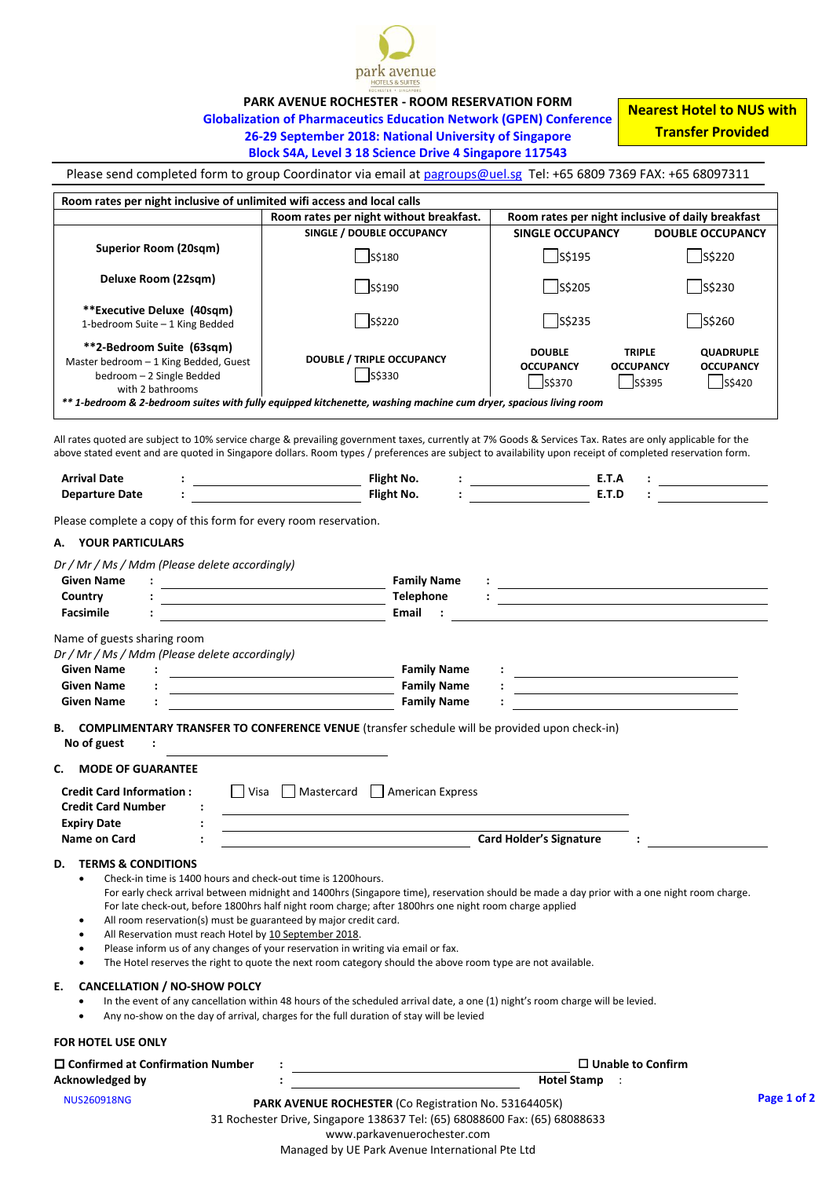park avenue
HOTELS & SUITES
ROCHESTER • SINGAPORE

# PARK AVENUE ROCHESTER - ROOM RESERVATION FORM

**Globalization of Pharmaceutics Education Network (GPEN) Conference**
**26-29 September 2018: National University of Singapore**
**Block S4A, Level 3 18 Science Drive 4 Singapore 117543**

**Nearest Hotel to NUS with Transfer Provided**

Please send completed form to group Coordinator via email at pagroups@uel.sg Tel: +65 6809 7369 FAX: +65 68097311

| Room rates per night inclusive of unlimited wifi access and local calls | | | | |
|---|---|---|---|---|
| | Room rates per night without breakfast. | Room rates per night inclusive of daily breakfast | | |
| | SINGLE / DOUBLE OCCUPANCY | SINGLE OCCUPANCY | | DOUBLE OCCUPANCY |
| **Superior Room (20sqm)** | ☐ S$180 | ☐ S$195 | | ☐ S$220 |
| **Deluxe Room (22sqm)** | ☐ S$190 | ☐ S$205 | | ☐ S$230 |
| **Executive Deluxe (40sqm) 1-bedroom Suite – 1 King Bedded | ☐ S$220 | ☐ S$235 | | ☐ S$260 |
| **2-Bedroom Suite (63sqm) Master bedroom – 1 King Bedded, Guest bedroom – 2 Single Bedded with 2 bathrooms | DOUBLE / TRIPLE OCCUPANCY ☐ S$330 | DOUBLE OCCUPANCY ☐ S$370 | TRIPLE OCCUPANCY ☐ S$395 | QUADRUPLE OCCUPANCY ☐ S$420 |

*** 1-bedroom & 2-bedroom suites with fully equipped kitchenette, washing machine cum dryer, spacious living room*

All rates quoted are subject to 10% service charge & prevailing government taxes, currently at 7% Goods & Services Tax. Rates are only applicable for the above stated event and are quoted in Singapore dollars. Room types / preferences are subject to availability upon receipt of completed reservation form.

**Arrival Date** : ____________ **Flight No.** : ____________ **E.T.A** : ____________
**Departure Date** : ____________ **Flight No.** : ____________ **E.T.D** : ____________

Please complete a copy of this form for every room reservation.

## A. YOUR PARTICULARS

*Dr / Mr / Ms / Mdm (Please delete accordingly)*

**Given Name** : ____________ **Family Name** : ____________
**Country** : ____________ **Telephone** : ____________
**Facsimile** : ____________ **Email** : ____________

Name of guests sharing room
*Dr / Mr / Ms / Mdm (Please delete accordingly)*

**Given Name** : ____________ **Family Name** : ____________
**Given Name** : ____________ **Family Name** : ____________
**Given Name** : ____________ **Family Name** : ____________

## B. COMPLIMENTARY TRANSFER TO CONFERENCE VENUE (transfer schedule will be provided upon check-in)

**No of guest** : ____________

## C. MODE OF GUARANTEE

**Credit Card Information :** ☐ Visa ☐ Mastercard ☐ American Express
**Credit Card Number** : ____________
**Expiry Date** : ____________
**Name on Card** : ____________ **Card Holder's Signature** : ____________

## D. TERMS & CONDITIONS

- Check-in time is 1400 hours and check-out time is 1200hours.
  For early check arrival between midnight and 1400hrs (Singapore time), reservation should be made a day prior with a one night room charge.
  For late check-out, before 1800hrs half night room charge; after 1800hrs one night room charge applied
- All room reservation(s) must be guaranteed by major credit card.
- All Reservation must reach Hotel by 10 September 2018.
- Please inform us of any changes of your reservation in writing via email or fax.
- The Hotel reserves the right to quote the next room category should the above room type are not available.

## E. CANCELLATION / NO-SHOW POLCY

- In the event of any cancellation within 48 hours of the scheduled arrival date, a one (1) night's room charge will be levied.
- Any no-show on the day of arrival, charges for the full duration of stay will be levied

**FOR HOTEL USE ONLY**

**☐ Confirmed at Confirmation Number** : ____________ **☐ Unable to Confirm**
**Acknowledged by** : ____________ **Hotel Stamp** :

NUS260918NG

**PARK AVENUE ROCHESTER** (Co Registration No. 53164405K)
31 Rochester Drive, Singapore 138637 Tel: (65) 68088600 Fax: (65) 68088633
www.parkavenuerochester.com
Managed by UE Park Avenue International Pte Ltd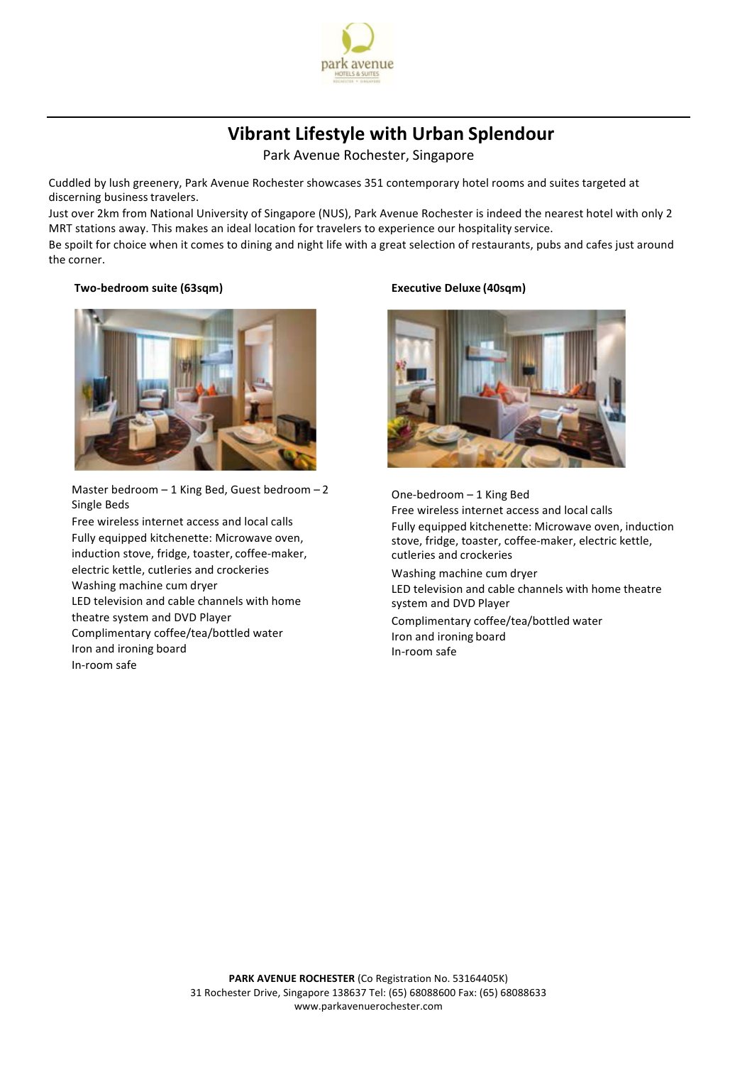# Vibrant Lifestyle with Urban Splendour

Park Avenue Rochester, Singapore

Cuddled by lush greenery, Park Avenue Rochester showcases 351 contemporary hotel rooms and suites targeted at discerning business travelers.

Just over 2km from National University of Singapore (NUS), Park Avenue Rochester is indeed the nearest hotel with only 2 MRT stations away. This makes an ideal location for travelers to experience our hospitality service.

Be spoilt for choice when it comes to dining and night life with a great selection of restaurants, pubs and cafes just around the corner.

**Two-bedroom suite (63sqm)**

Master bedroom – 1 King Bed, Guest bedroom – 2 Single Beds
Free wireless internet access and local calls
Fully equipped kitchenette: Microwave oven, induction stove, fridge, toaster, coffee-maker, electric kettle, cutleries and crockeries
Washing machine cum dryer
LED television and cable channels with home theatre system and DVD Player
Complimentary coffee/tea/bottled water
Iron and ironing board
In-room safe

**Executive Deluxe (40sqm)**

One-bedroom – 1 King Bed
Free wireless internet access and local calls
Fully equipped kitchenette: Microwave oven, induction stove, fridge, toaster, coffee-maker, electric kettle, cutleries and crockeries
Washing machine cum dryer
LED television and cable channels with home theatre system and DVD Player
Complimentary coffee/tea/bottled water
Iron and ironing board
In-room safe

**PARK AVENUE ROCHESTER** (Co Registration No. 53164405K)
31 Rochester Drive, Singapore 138637 Tel: (65) 68088600 Fax: (65) 68088633
www.parkavenuerochester.com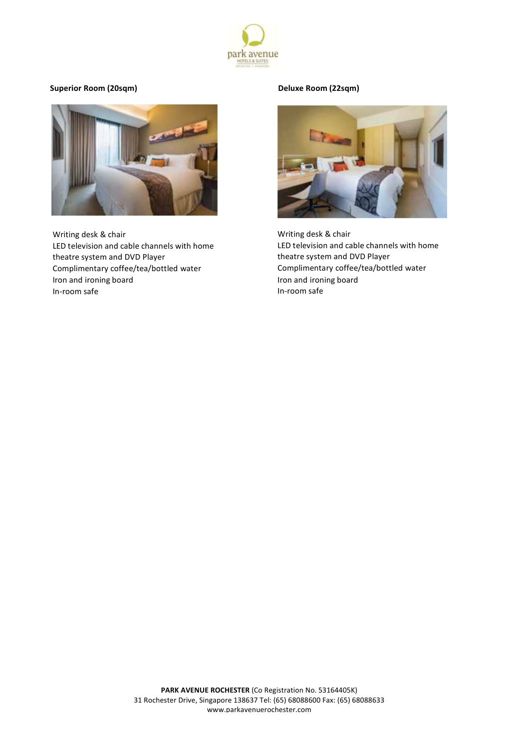**Superior Room (20sqm)**

Writing desk & chair
LED television and cable channels with home theatre system and DVD Player
Complimentary coffee/tea/bottled water
Iron and ironing board
In-room safe

**Deluxe Room (22sqm)**

Writing desk & chair
LED television and cable channels with home theatre system and DVD Player
Complimentary coffee/tea/bottled water
Iron and ironing board
In-room safe

**PARK AVENUE ROCHESTER** (Co Registration No. 53164405K)
31 Rochester Drive, Singapore 138637 Tel: (65) 68088600 Fax: (65) 68088633
www.parkavenuerochester.com